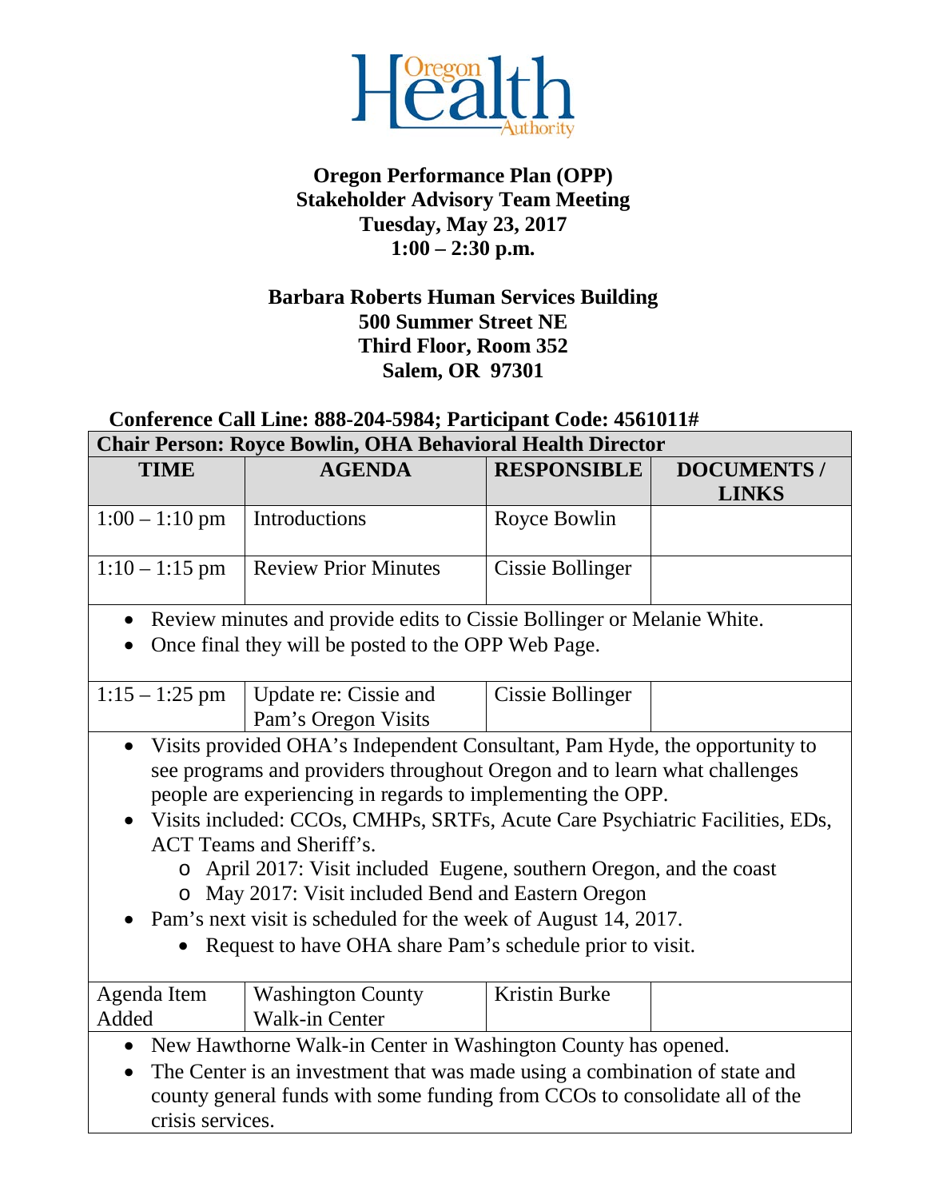**Oregon Performance Plan (OPP)**
**Stakeholder Advisory Team Meeting**
**Tuesday, May 23, 2017**
**1:00 – 2:30 p.m.**

**Barbara Roberts Human Services Building**
**500 Summer Street NE**
**Third Floor, Room 352**
**Salem, OR 97301**

**Conference Call Line: 888-204-5984; Participant Code: 4561011#**

**Chair Person: Royce Bowlin, OHA Behavioral Health Director**

| TIME | AGENDA | RESPONSIBLE | DOCUMENTS / LINKS |
|---|---|---|---|
| 1:00 – 1:10 pm | Introductions | Royce Bowlin | |
| 1:10 – 1:15 pm | Review Prior Minutes | Cissie Bollinger | |

- Review minutes and provide edits to Cissie Bollinger or Melanie White.
- Once final they will be posted to the OPP Web Page.

| TIME | AGENDA | RESPONSIBLE | DOCUMENTS / LINKS |
|---|---|---|---|
| 1:15 – 1:25 pm | Update re: Cissie and Pam's Oregon Visits | Cissie Bollinger | |

- Visits provided OHA's Independent Consultant, Pam Hyde, the opportunity to see programs and providers throughout Oregon and to learn what challenges people are experiencing in regards to implementing the OPP.
- Visits included: CCOs, CMHPs, SRTFs, Acute Care Psychiatric Facilities, EDs, ACT Teams and Sheriff's.
  - April 2017: Visit included Eugene, southern Oregon, and the coast
  - May 2017: Visit included Bend and Eastern Oregon
- Pam's next visit is scheduled for the week of August 14, 2017.
  - Request to have OHA share Pam's schedule prior to visit.

| TIME | AGENDA | RESPONSIBLE | DOCUMENTS / LINKS |
|---|---|---|---|
| Agenda Item Added | Washington County Walk-in Center | Kristin Burke | |

- New Hawthorne Walk-in Center in Washington County has opened.
- The Center is an investment that was made using a combination of state and county general funds with some funding from CCOs to consolidate all of the crisis services.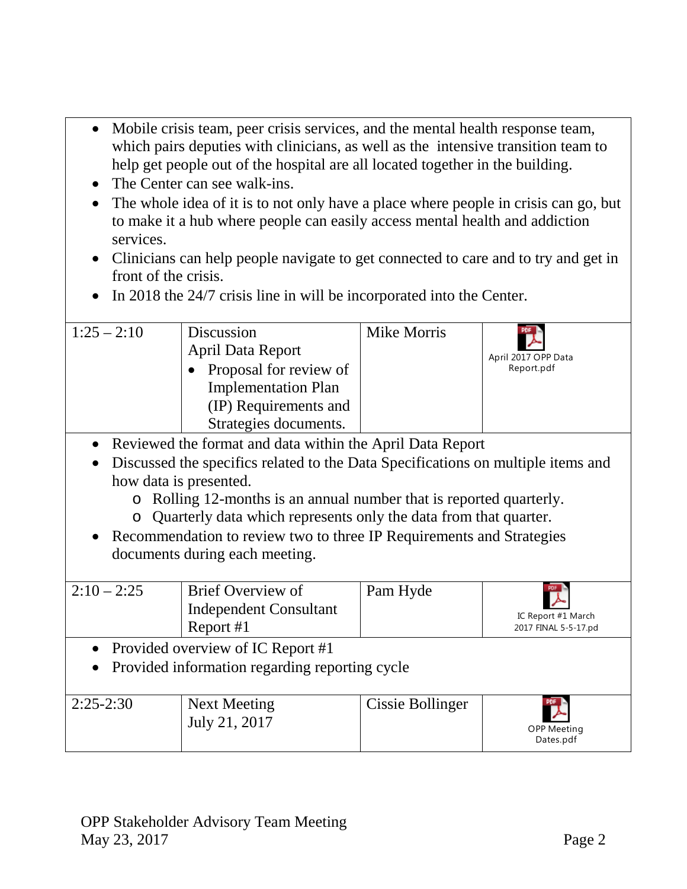- Mobile crisis team, peer crisis services, and the mental health response team, which pairs deputies with clinicians, as well as the intensive transition team to help get people out of the hospital are all located together in the building.
- The Center can see walk-ins.
- The whole idea of it is to not only have a place where people in crisis can go, but to make it a hub where people can easily access mental health and addiction services.
- Clinicians can help people navigate to get connected to care and to try and get in front of the crisis.
- In 2018 the 24/7 crisis line in will be incorporated into the Center.

| | | | |
|---|---|---|---|
| 1:25 – 2:10 | Discussion<br>April Data Report<br>• Proposal for review of Implementation Plan (IP) Requirements and Strategies documents. | Mike Morris | April 2017 OPP Data Report.pdf |

- Reviewed the format and data within the April Data Report
- Discussed the specifics related to the Data Specifications on multiple items and how data is presented.
  - Rolling 12-months is an annual number that is reported quarterly.
  - Quarterly data which represents only the data from that quarter.
- Recommendation to review two to three IP Requirements and Strategies documents during each meeting.

| | | | |
|---|---|---|---|
| 2:10 – 2:25 | Brief Overview of Independent Consultant Report #1 | Pam Hyde | IC Report #1 March 2017 FINAL 5-5-17.pd |

- Provided overview of IC Report #1
- Provided information regarding reporting cycle

| | | | |
|---|---|---|---|
| 2:25-2:30 | Next Meeting<br>July 21, 2017 | Cissie Bollinger | OPP Meeting Dates.pdf |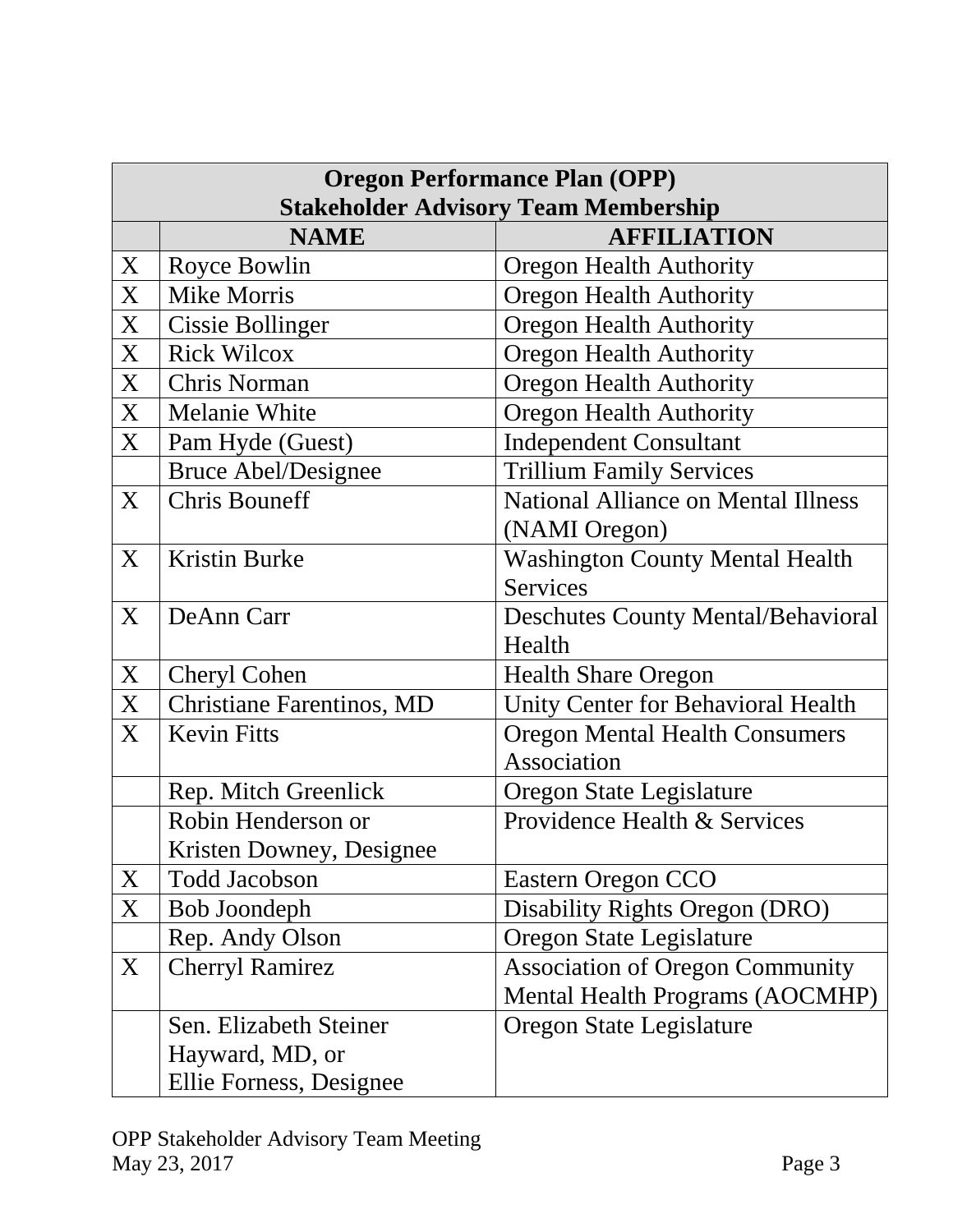| Oregon Performance Plan (OPP) Stakeholder Advisory Team Membership | | |
|---|---|---|
| | **NAME** | **AFFILIATION** |
| X | Royce Bowlin | Oregon Health Authority |
| X | Mike Morris | Oregon Health Authority |
| X | Cissie Bollinger | Oregon Health Authority |
| X | Rick Wilcox | Oregon Health Authority |
| X | Chris Norman | Oregon Health Authority |
| X | Melanie White | Oregon Health Authority |
| X | Pam Hyde (Guest) | Independent Consultant |
| | Bruce Abel/Designee | Trillium Family Services |
| X | Chris Bouneff | National Alliance on Mental Illness (NAMI Oregon) |
| X | Kristin Burke | Washington County Mental Health Services |
| X | DeAnn Carr | Deschutes County Mental/Behavioral Health |
| X | Cheryl Cohen | Health Share Oregon |
| X | Christiane Farentinos, MD | Unity Center for Behavioral Health |
| X | Kevin Fitts | Oregon Mental Health Consumers Association |
| | Rep. Mitch Greenlick | Oregon State Legislature |
| | Robin Henderson or Kristen Downey, Designee | Providence Health & Services |
| X | Todd Jacobson | Eastern Oregon CCO |
| X | Bob Joondeph | Disability Rights Oregon (DRO) |
| | Rep. Andy Olson | Oregon State Legislature |
| X | Cherryl Ramirez | Association of Oregon Community Mental Health Programs (AOCMHP) |
| | Sen. Elizabeth Steiner Hayward, MD, or Ellie Forness, Designee | Oregon State Legislature |